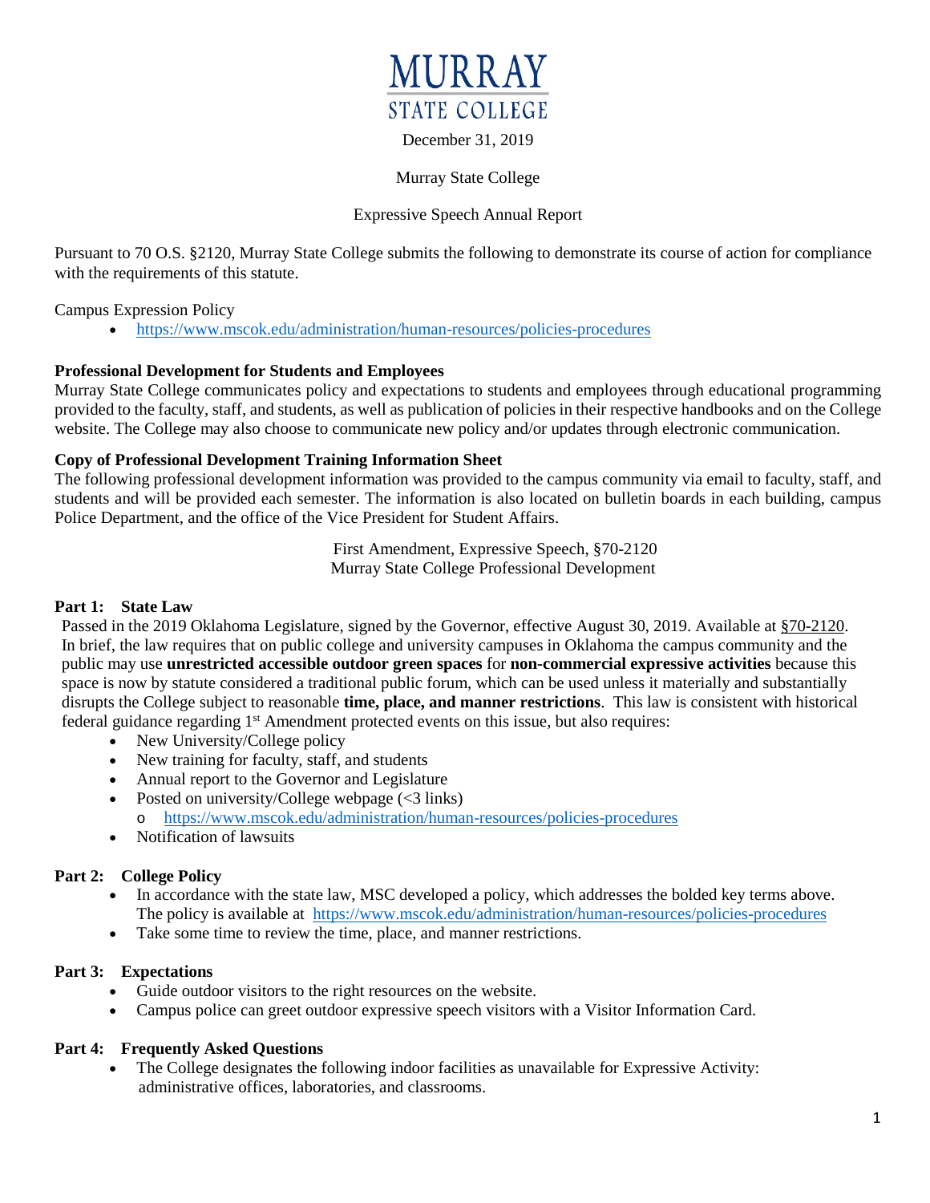MURRAY STATE COLLEGE

December 31, 2019

Murray State College

Expressive Speech Annual Report

Pursuant to 70 O.S. §2120, Murray State College submits the following to demonstrate its course of action for compliance with the requirements of this statute.

Campus Expression Policy

- https://www.mscok.edu/administration/human-resources/policies-procedures

**Professional Development for Students and Employees**

Murray State College communicates policy and expectations to students and employees through educational programming provided to the faculty, staff, and students, as well as publication of policies in their respective handbooks and on the College website. The College may also choose to communicate new policy and/or updates through electronic communication.

**Copy of Professional Development Training Information Sheet**

The following professional development information was provided to the campus community via email to faculty, staff, and students and will be provided each semester. The information is also located on bulletin boards in each building, campus Police Department, and the office of the Vice President for Student Affairs.

First Amendment, Expressive Speech, §70-2120
Murray State College Professional Development

**Part 1: State Law**

Passed in the 2019 Oklahoma Legislature, signed by the Governor, effective August 30, 2019. Available at §70-2120. In brief, the law requires that on public college and university campuses in Oklahoma the campus community and the public may use **unrestricted accessible outdoor green spaces** for **non-commercial expressive activities** because this space is now by statute considered a traditional public forum, which can be used unless it materially and substantially disrupts the College subject to reasonable **time, place, and manner restrictions**. This law is consistent with historical federal guidance regarding 1st Amendment protected events on this issue, but also requires:

- New University/College policy
- New training for faculty, staff, and students
- Annual report to the Governor and Legislature
- Posted on university/College webpage (<3 links)
  - https://www.mscok.edu/administration/human-resources/policies-procedures
- Notification of lawsuits

**Part 2: College Policy**

- In accordance with the state law, MSC developed a policy, which addresses the bolded key terms above. The policy is available at https://www.mscok.edu/administration/human-resources/policies-procedures
- Take some time to review the time, place, and manner restrictions.

**Part 3: Expectations**

- Guide outdoor visitors to the right resources on the website.
- Campus police can greet outdoor expressive speech visitors with a Visitor Information Card.

**Part 4: Frequently Asked Questions**

- The College designates the following indoor facilities as unavailable for Expressive Activity: administrative offices, laboratories, and classrooms.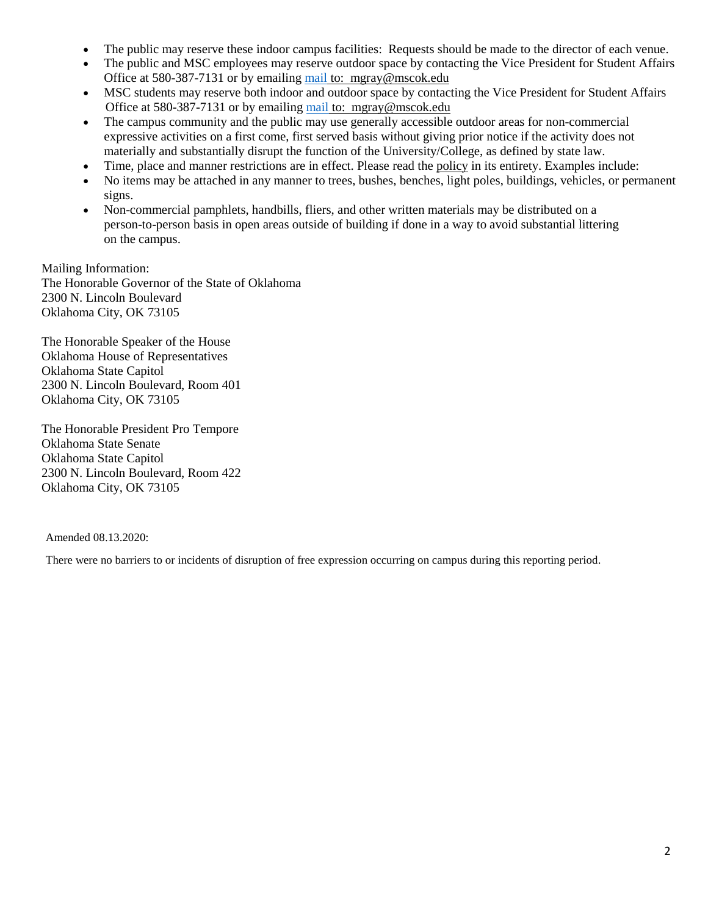- The public may reserve these indoor campus facilities: Requests should be made to the director of each venue.
- The public and MSC employees may reserve outdoor space by contacting the Vice President for Student Affairs Office at 580-387-7131 or by emailing mail to: mgray@mscok.edu
- MSC students may reserve both indoor and outdoor space by contacting the Vice President for Student Affairs Office at 580-387-7131 or by emailing mail to: mgray@mscok.edu
- The campus community and the public may use generally accessible outdoor areas for non-commercial expressive activities on a first come, first served basis without giving prior notice if the activity does not materially and substantially disrupt the function of the University/College, as defined by state law.
- Time, place and manner restrictions are in effect. Please read the policy in its entirety. Examples include:
- No items may be attached in any manner to trees, bushes, benches, light poles, buildings, vehicles, or permanent signs.
- Non-commercial pamphlets, handbills, fliers, and other written materials may be distributed on a person-to-person basis in open areas outside of building if done in a way to avoid substantial littering on the campus.

Mailing Information:
The Honorable Governor of the State of Oklahoma
2300 N. Lincoln Boulevard
Oklahoma City, OK 73105

The Honorable Speaker of the House
Oklahoma House of Representatives
Oklahoma State Capitol
2300 N. Lincoln Boulevard, Room 401
Oklahoma City, OK 73105

The Honorable President Pro Tempore
Oklahoma State Senate
Oklahoma State Capitol
2300 N. Lincoln Boulevard, Room 422
Oklahoma City, OK 73105

Amended 08.13.2020:

There were no barriers to or incidents of disruption of free expression occurring on campus during this reporting period.